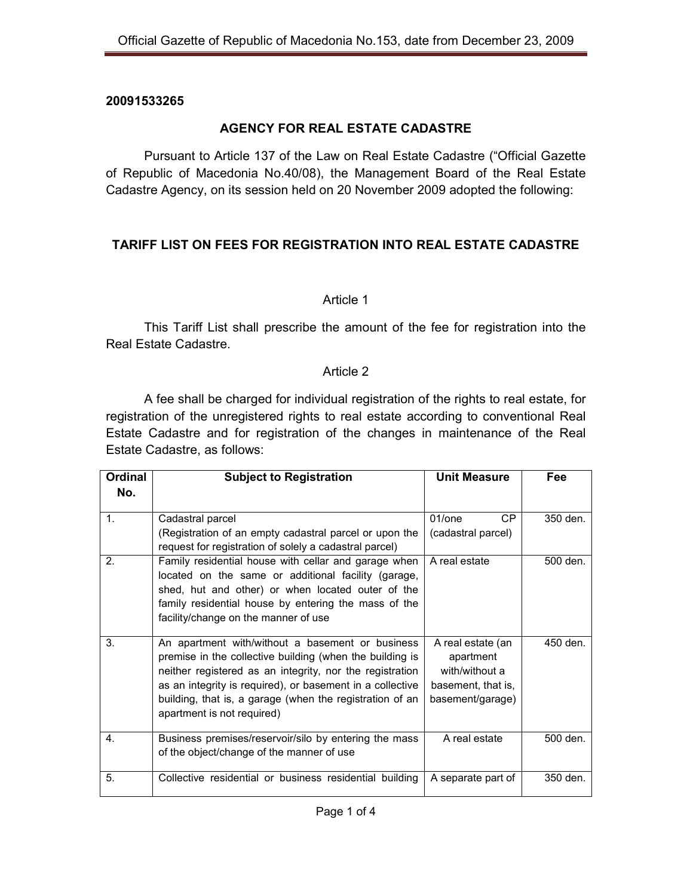**20091533265**

## AGENCY FOR REAL ESTATE CADASTRE

Pursuant to Article 137 of the Law on Real Estate Cadastre ("Official Gazette of Republic of Macedonia No.40/08), the Management Board of the Real Estate Cadastre Agency, on its session held on 20 November 2009 adopted the following:

## TARIFF LIST ON FEES FOR REGISTRATION INTO REAL ESTATE CADASTRE

### Article 1

This Tariff List shall prescribe the amount of the fee for registration into the Real Estate Cadastre.

### Article 2

A fee shall be charged for individual registration of the rights to real estate, for registration of the unregistered rights to real estate according to conventional Real Estate Cadastre and for registration of the changes in maintenance of the Real Estate Cadastre, as follows:

| Ordinal No. | Subject to Registration | Unit Measure | Fee |
|---|---|---|---|
| 1. | Cadastral parcel (Registration of an empty cadastral parcel or upon the request for registration of solely a cadastral parcel) | 01/one CP (cadastral parcel) | 350 den. |
| 2. | Family residential house with cellar and garage when located on the same or additional facility (garage, shed, hut and other) or when located outer of the family residential house by entering the mass of the facility/change on the manner of use | A real estate | 500 den. |
| 3. | An apartment with/without a basement or business premise in the collective building (when the building is neither registered as an integrity, nor the registration as an integrity is required), or basement in a collective building, that is, a garage (when the registration of an apartment is not required) | A real estate (an apartment with/without a basement, that is, basement/garage) | 450 den. |
| 4. | Business premises/reservoir/silo by entering the mass of the object/change of the manner of use | A real estate | 500 den. |
| 5. | Collective residential or business residential building | A separate part of | 350 den. |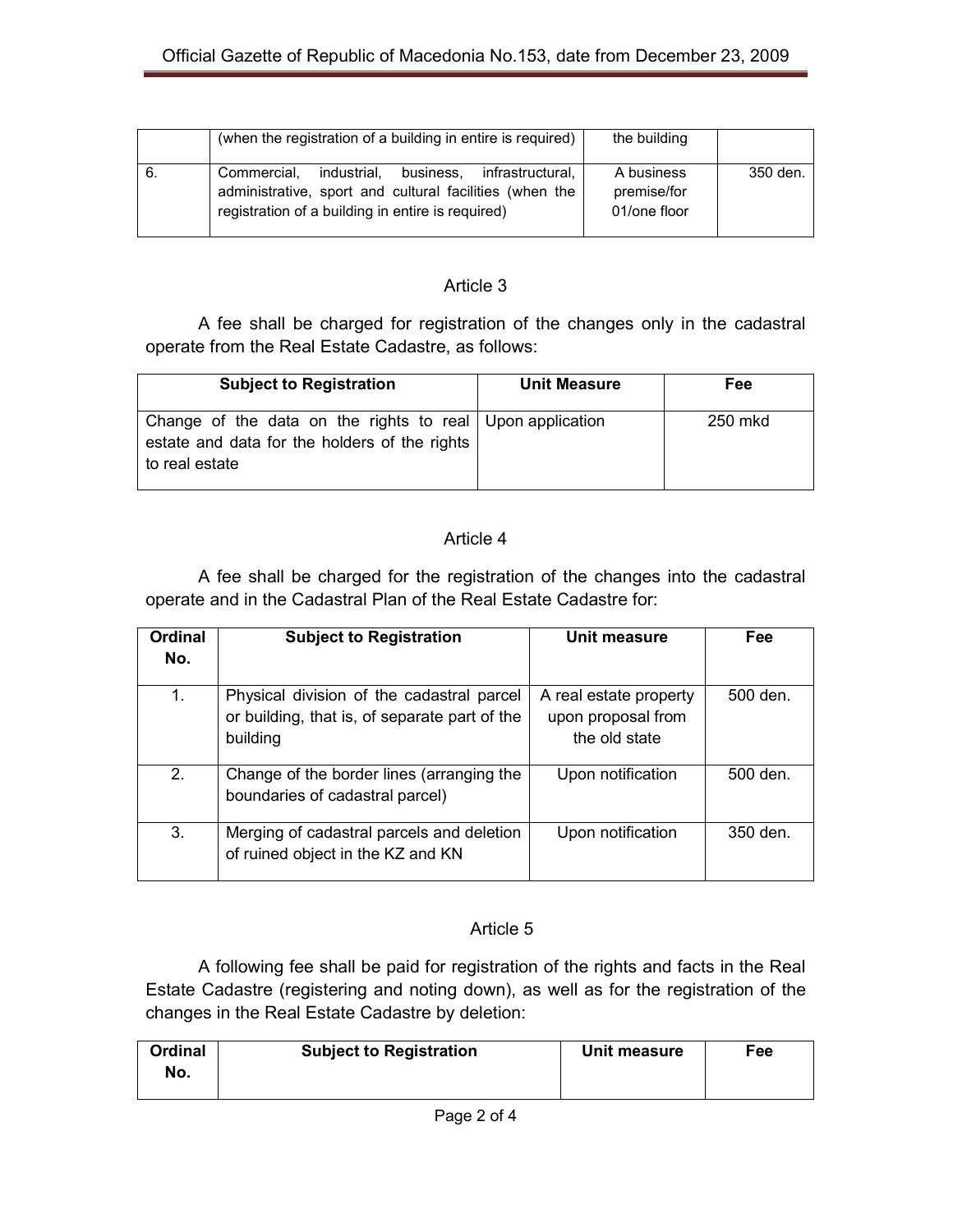| | | | |
|---|---|---|---|
| | (when the registration of a building in entire is required) | the building | |
| 6. | Commercial, industrial, business, infrastructural, administrative, sport and cultural facilities (when the registration of a building in entire is required) | A business premise/for 01/one floor | 350 den. |

## Article 3

A fee shall be charged for registration of the changes only in the cadastral operate from the Real Estate Cadastre, as follows:

| Subject to Registration | Unit Measure | Fee |
|---|---|---|
| Change of the data on the rights to real estate and data for the holders of the rights to real estate | Upon application | 250 mkd |

## Article 4

A fee shall be charged for the registration of the changes into the cadastral operate and in the Cadastral Plan of the Real Estate Cadastre for:

| Ordinal No. | Subject to Registration | Unit measure | Fee |
|---|---|---|---|
| 1. | Physical division of the cadastral parcel or building, that is, of separate part of the building | A real estate property upon proposal from the old state | 500 den. |
| 2. | Change of the border lines (arranging the boundaries of cadastral parcel) | Upon notification | 500 den. |
| 3. | Merging of cadastral parcels and deletion of ruined object in the KZ and KN | Upon notification | 350 den. |

## Article 5

A following fee shall be paid for registration of the rights and facts in the Real Estate Cadastre (registering and noting down), as well as for the registration of the changes in the Real Estate Cadastre by deletion:

| Ordinal No. | Subject to Registration | Unit measure | Fee |
|---|---|---|---|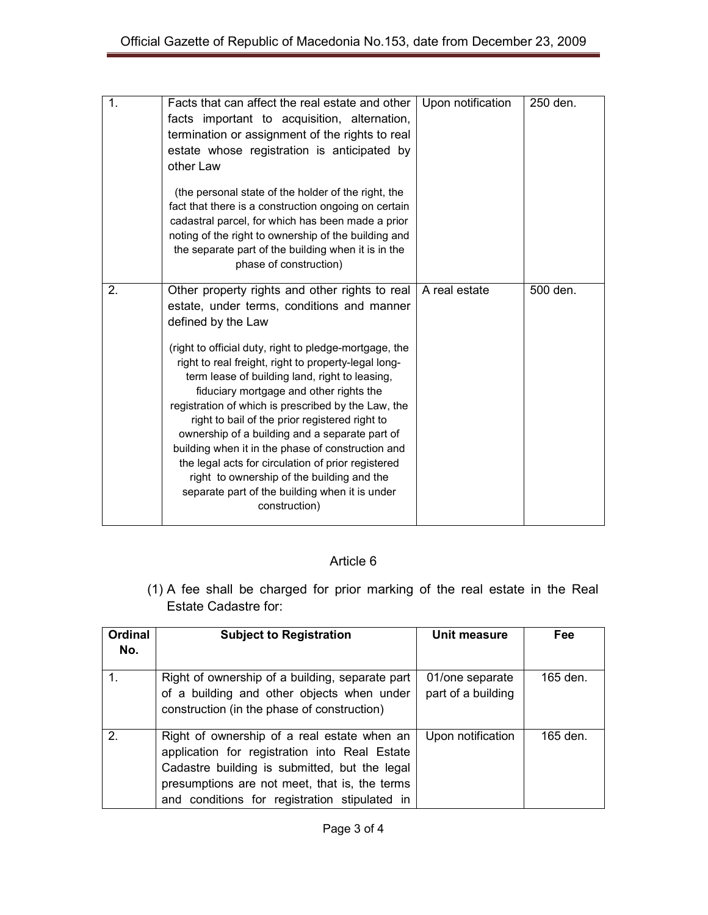| | | | |
|---|---|---|---|
| 1. | Facts that can affect the real estate and other facts important to acquisition, alternation, termination or assignment of the rights to real estate whose registration is anticipated by other Law<br><br>(the personal state of the holder of the right, the fact that there is a construction ongoing on certain cadastral parcel, for which has been made a prior noting of the right to ownership of the building and the separate part of the building when it is in the phase of construction) | Upon notification | 250 den. |
| 2. | Other property rights and other rights to real estate, under terms, conditions and manner defined by the Law<br><br>(right to official duty, right to pledge-mortgage, the right to real freight, right to property-legal long-term lease of building land, right to leasing, fiduciary mortgage and other rights the registration of which is prescribed by the Law, the right to bail of the prior registered right to ownership of a building and a separate part of building when it in the phase of construction and the legal acts for circulation of prior registered right to ownership of the building and the separate part of the building when it is under construction) | A real estate | 500 den. |

## Article 6

(1) A fee shall be charged for prior marking of the real estate in the Real Estate Cadastre for:

| Ordinal No. | Subject to Registration | Unit measure | Fee |
|---|---|---|---|
| 1. | Right of ownership of a building, separate part of a building and other objects when under construction (in the phase of construction) | 01/one separate part of a building | 165 den. |
| 2. | Right of ownership of a real estate when an application for registration into Real Estate Cadastre building is submitted, but the legal presumptions are not meet, that is, the terms and conditions for registration stipulated in | Upon notification | 165 den. |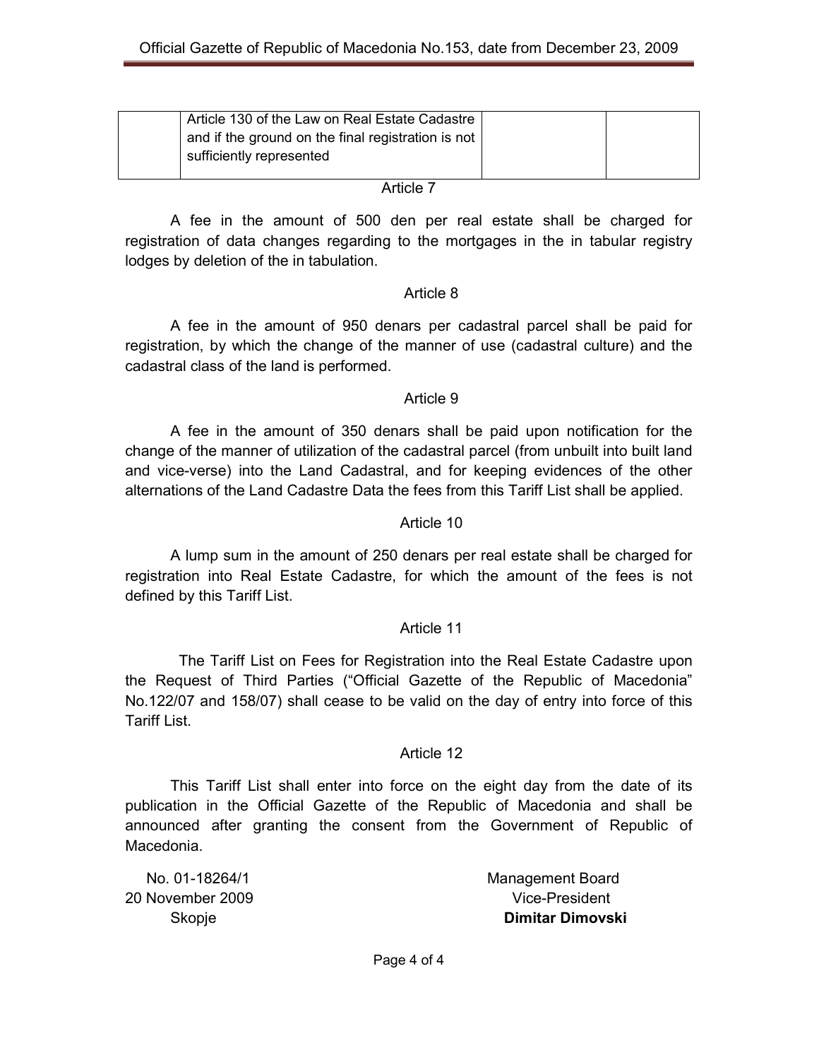| | | | |
|---|---|---|---|
| | Article 130 of the Law on Real Estate Cadastre and if the ground on the final registration is not sufficiently represented | | |

Article 7

A fee in the amount of 500 den per real estate shall be charged for registration of data changes regarding to the mortgages in the in tabular registry lodges by deletion of the in tabulation.

Article 8

A fee in the amount of 950 denars per cadastral parcel shall be paid for registration, by which the change of the manner of use (cadastral culture) and the cadastral class of the land is performed.

Article 9

A fee in the amount of 350 denars shall be paid upon notification for the change of the manner of utilization of the cadastral parcel (from unbuilt into built land and vice-verse) into the Land Cadastral, and for keeping evidences of the other alternations of the Land Cadastre Data the fees from this Tariff List shall be applied.

Article 10

A lump sum in the amount of 250 denars per real estate shall be charged for registration into Real Estate Cadastre, for which the amount of the fees is not defined by this Tariff List.

Article 11

The Tariff List on Fees for Registration into the Real Estate Cadastre upon the Request of Third Parties ("Official Gazette of the Republic of Macedonia" No.122/07 and 158/07) shall cease to be valid on the day of entry into force of this Tariff List.

Article 12

This Tariff List shall enter into force on the eight day from the date of its publication in the Official Gazette of the Republic of Macedonia and shall be announced after granting the consent from the Government of Republic of Macedonia.

No. 01-18264/1
20 November 2009
Skopje

Management Board
Vice-President
**Dimitar Dimovski**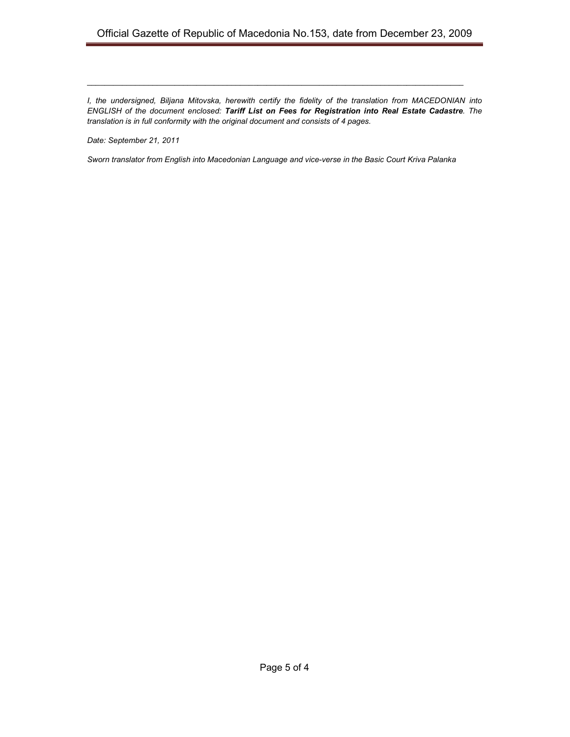---

*I, the undersigned, Biljana Mitovska, herewith certify the fidelity of the translation from MACEDONIAN into ENGLISH of the document enclosed:* ***Tariff List on Fees for Registration into Real Estate Cadastre****. The translation is in full conformity with the original document and consists of 4 pages.*

*Date: September 21, 2011*

*Sworn translator from English into Macedonian Language and vice-verse in the Basic Court Kriva Palanka*